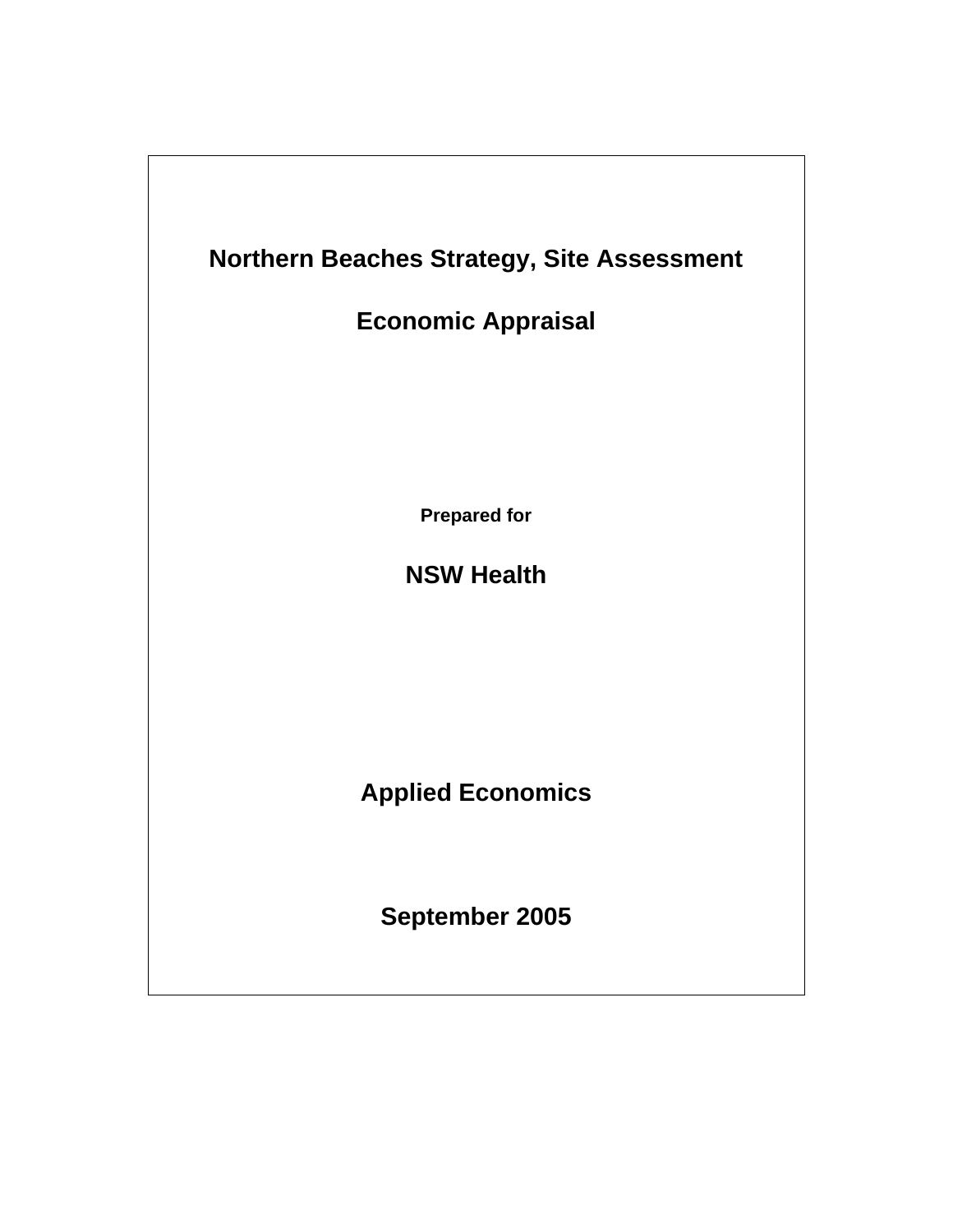# Northern Beaches Strategy, Site Assessment

# Economic Appraisal

**Prepared for**

## NSW Health

## Applied Economics

## September 2005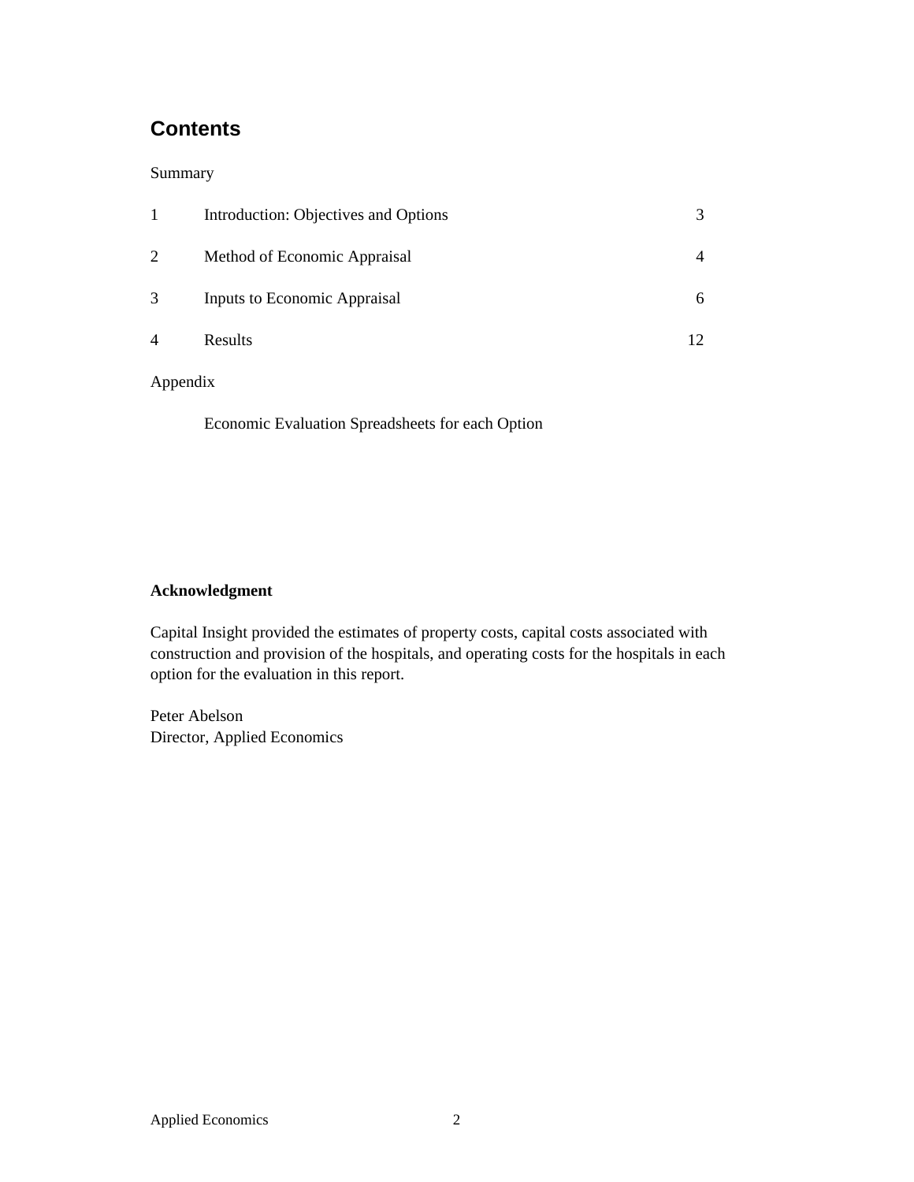## Contents

Summary

| | | |
|---|---|---|
| 1 | Introduction: Objectives and Options | 3 |
| 2 | Method of Economic Appraisal | 4 |
| 3 | Inputs to Economic Appraisal | 6 |
| 4 | Results | 12 |

Appendix

Economic Evaluation Spreadsheets for each Option

**Acknowledgment**

Capital Insight provided the estimates of property costs, capital costs associated with construction and provision of the hospitals, and operating costs for the hospitals in each option for the evaluation in this report.

Peter Abelson
Director, Applied Economics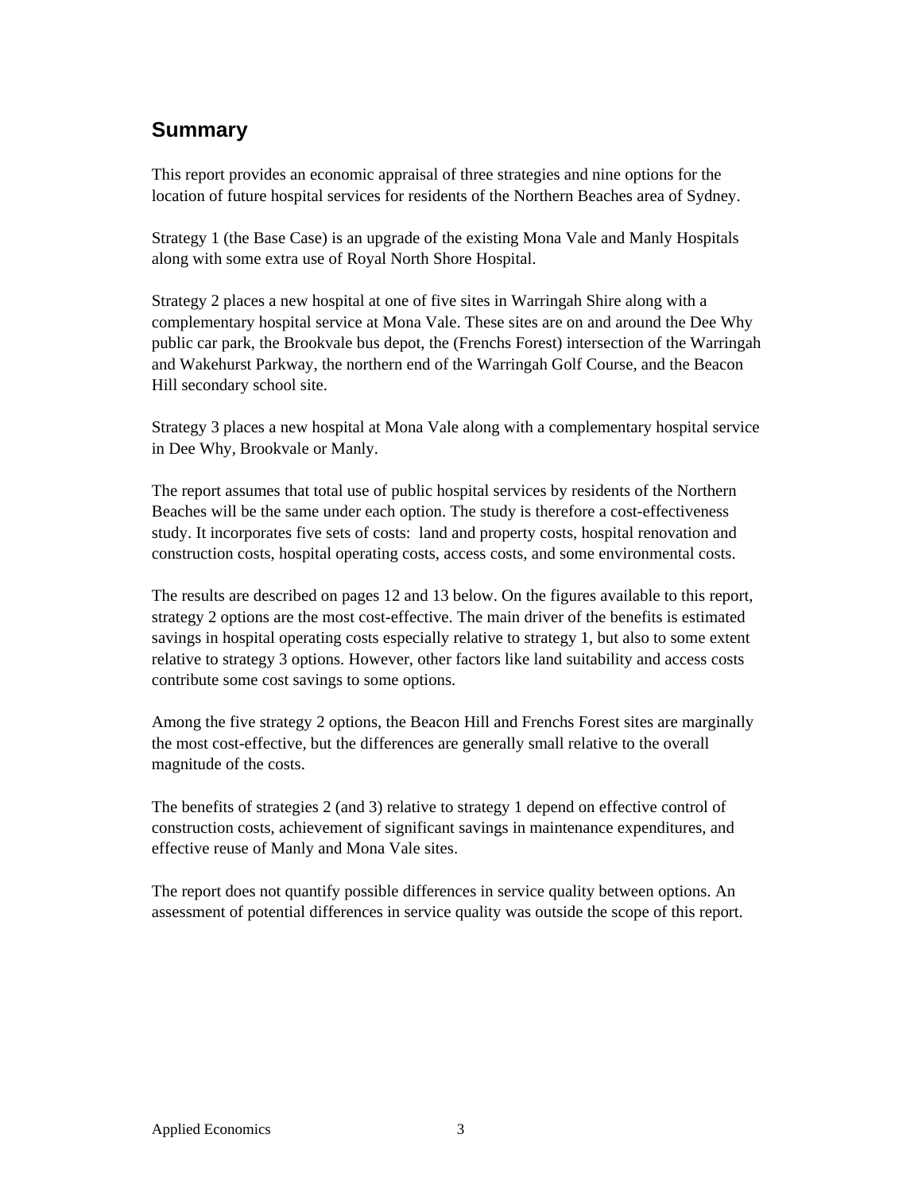## Summary

This report provides an economic appraisal of three strategies and nine options for the location of future hospital services for residents of the Northern Beaches area of Sydney.

Strategy 1 (the Base Case) is an upgrade of the existing Mona Vale and Manly Hospitals along with some extra use of Royal North Shore Hospital.

Strategy 2 places a new hospital at one of five sites in Warringah Shire along with a complementary hospital service at Mona Vale. These sites are on and around the Dee Why public car park, the Brookvale bus depot, the (Frenchs Forest) intersection of the Warringah and Wakehurst Parkway, the northern end of the Warringah Golf Course, and the Beacon Hill secondary school site.

Strategy 3 places a new hospital at Mona Vale along with a complementary hospital service in Dee Why, Brookvale or Manly.

The report assumes that total use of public hospital services by residents of the Northern Beaches will be the same under each option. The study is therefore a cost-effectiveness study. It incorporates five sets of costs: land and property costs, hospital renovation and construction costs, hospital operating costs, access costs, and some environmental costs.

The results are described on pages 12 and 13 below. On the figures available to this report, strategy 2 options are the most cost-effective. The main driver of the benefits is estimated savings in hospital operating costs especially relative to strategy 1, but also to some extent relative to strategy 3 options. However, other factors like land suitability and access costs contribute some cost savings to some options.

Among the five strategy 2 options, the Beacon Hill and Frenchs Forest sites are marginally the most cost-effective, but the differences are generally small relative to the overall magnitude of the costs.

The benefits of strategies 2 (and 3) relative to strategy 1 depend on effective control of construction costs, achievement of significant savings in maintenance expenditures, and effective reuse of Manly and Mona Vale sites.

The report does not quantify possible differences in service quality between options. An assessment of potential differences in service quality was outside the scope of this report.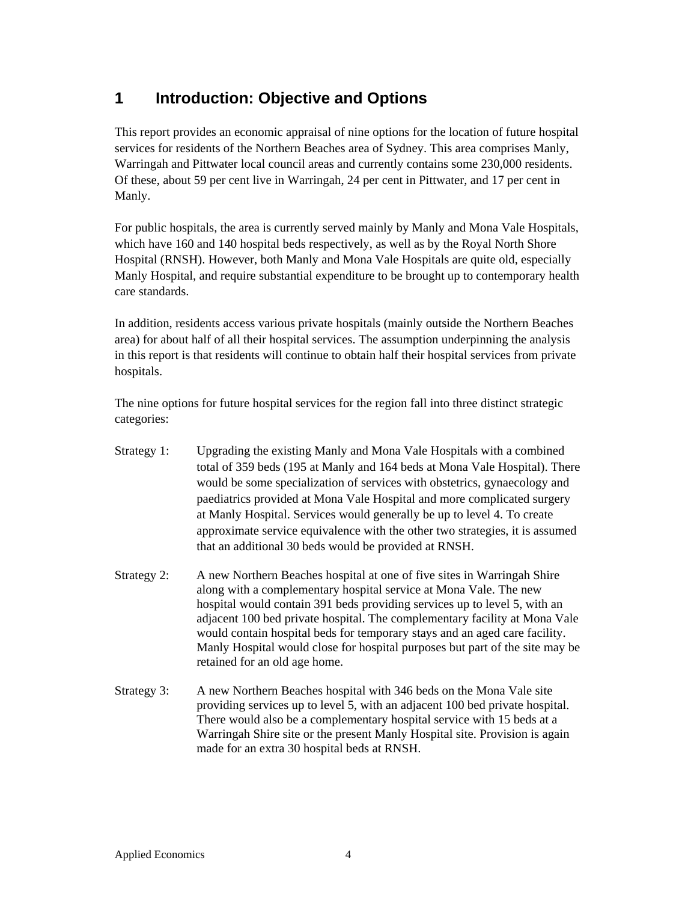# 1 Introduction: Objective and Options

This report provides an economic appraisal of nine options for the location of future hospital services for residents of the Northern Beaches area of Sydney. This area comprises Manly, Warringah and Pittwater local council areas and currently contains some 230,000 residents. Of these, about 59 per cent live in Warringah, 24 per cent in Pittwater, and 17 per cent in Manly.

For public hospitals, the area is currently served mainly by Manly and Mona Vale Hospitals, which have 160 and 140 hospital beds respectively, as well as by the Royal North Shore Hospital (RNSH). However, both Manly and Mona Vale Hospitals are quite old, especially Manly Hospital, and require substantial expenditure to be brought up to contemporary health care standards.

In addition, residents access various private hospitals (mainly outside the Northern Beaches area) for about half of all their hospital services. The assumption underpinning the analysis in this report is that residents will continue to obtain half their hospital services from private hospitals.

The nine options for future hospital services for the region fall into three distinct strategic categories:

Strategy 1: Upgrading the existing Manly and Mona Vale Hospitals with a combined total of 359 beds (195 at Manly and 164 beds at Mona Vale Hospital). There would be some specialization of services with obstetrics, gynaecology and paediatrics provided at Mona Vale Hospital and more complicated surgery at Manly Hospital. Services would generally be up to level 4. To create approximate service equivalence with the other two strategies, it is assumed that an additional 30 beds would be provided at RNSH.

Strategy 2: A new Northern Beaches hospital at one of five sites in Warringah Shire along with a complementary hospital service at Mona Vale. The new hospital would contain 391 beds providing services up to level 5, with an adjacent 100 bed private hospital. The complementary facility at Mona Vale would contain hospital beds for temporary stays and an aged care facility. Manly Hospital would close for hospital purposes but part of the site may be retained for an old age home.

Strategy 3: A new Northern Beaches hospital with 346 beds on the Mona Vale site providing services up to level 5, with an adjacent 100 bed private hospital. There would also be a complementary hospital service with 15 beds at a Warringah Shire site or the present Manly Hospital site. Provision is again made for an extra 30 hospital beds at RNSH.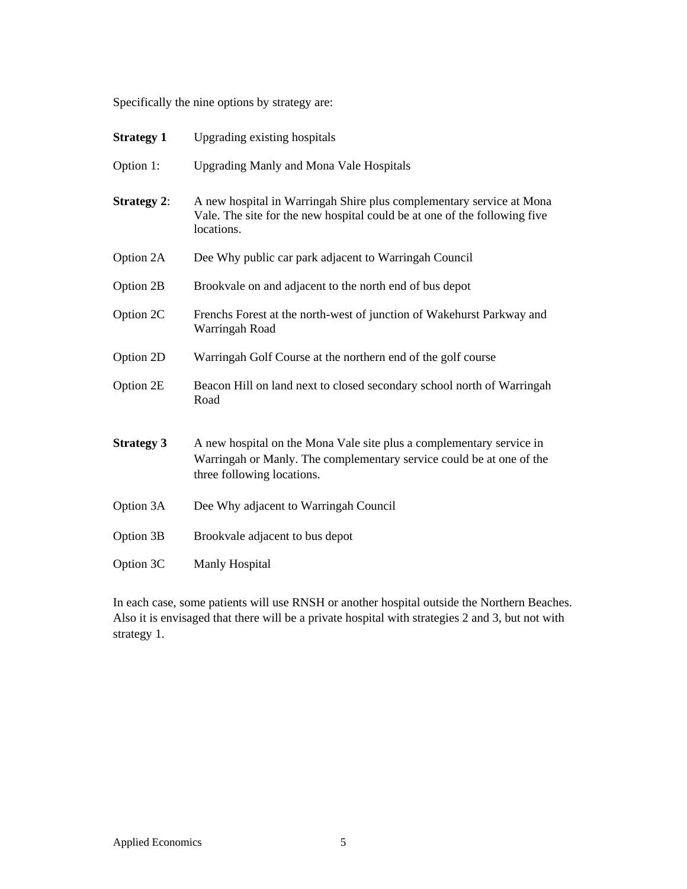Specifically the nine options by strategy are:

**Strategy 1** Upgrading existing hospitals

Option 1: Upgrading Manly and Mona Vale Hospitals

**Strategy 2**: A new hospital in Warringah Shire plus complementary service at Mona Vale. The site for the new hospital could be at one of the following five locations.

Option 2A Dee Why public car park adjacent to Warringah Council

Option 2B Brookvale on and adjacent to the north end of bus depot

Option 2C Frenchs Forest at the north-west of junction of Wakehurst Parkway and Warringah Road

Option 2D Warringah Golf Course at the northern end of the golf course

Option 2E Beacon Hill on land next to closed secondary school north of Warringah Road

**Strategy 3** A new hospital on the Mona Vale site plus a complementary service in Warringah or Manly. The complementary service could be at one of the three following locations.

Option 3A Dee Why adjacent to Warringah Council

Option 3B Brookvale adjacent to bus depot

Option 3C Manly Hospital

In each case, some patients will use RNSH or another hospital outside the Northern Beaches. Also it is envisaged that there will be a private hospital with strategies 2 and 3, but not with strategy 1.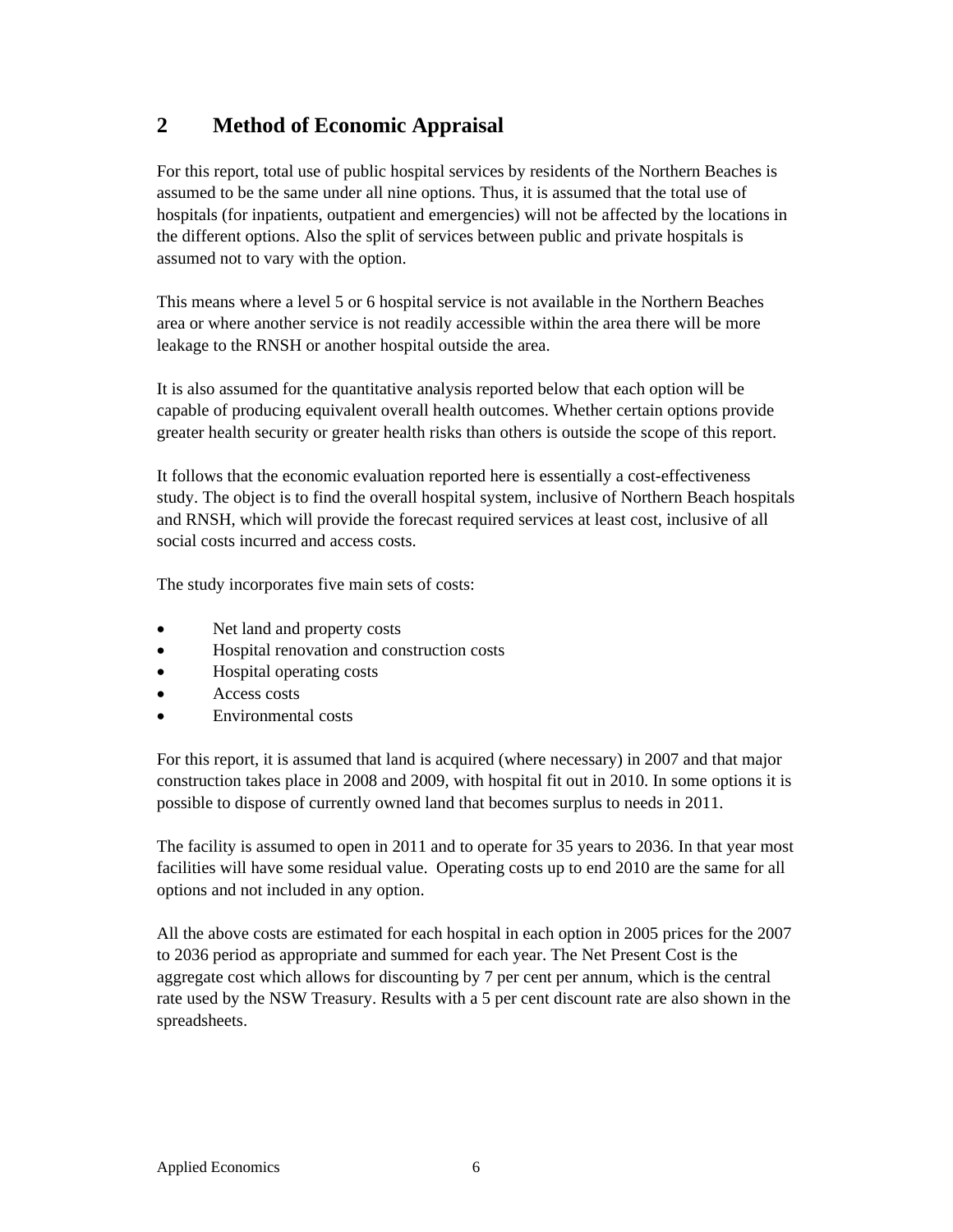# 2 Method of Economic Appraisal

For this report, total use of public hospital services by residents of the Northern Beaches is assumed to be the same under all nine options. Thus, it is assumed that the total use of hospitals (for inpatients, outpatient and emergencies) will not be affected by the locations in the different options. Also the split of services between public and private hospitals is assumed not to vary with the option.

This means where a level 5 or 6 hospital service is not available in the Northern Beaches area or where another service is not readily accessible within the area there will be more leakage to the RNSH or another hospital outside the area.

It is also assumed for the quantitative analysis reported below that each option will be capable of producing equivalent overall health outcomes. Whether certain options provide greater health security or greater health risks than others is outside the scope of this report.

It follows that the economic evaluation reported here is essentially a cost-effectiveness study. The object is to find the overall hospital system, inclusive of Northern Beach hospitals and RNSH, which will provide the forecast required services at least cost, inclusive of all social costs incurred and access costs.

The study incorporates five main sets of costs:

- Net land and property costs
- Hospital renovation and construction costs
- Hospital operating costs
- Access costs
- Environmental costs

For this report, it is assumed that land is acquired (where necessary) in 2007 and that major construction takes place in 2008 and 2009, with hospital fit out in 2010. In some options it is possible to dispose of currently owned land that becomes surplus to needs in 2011.

The facility is assumed to open in 2011 and to operate for 35 years to 2036. In that year most facilities will have some residual value. Operating costs up to end 2010 are the same for all options and not included in any option.

All the above costs are estimated for each hospital in each option in 2005 prices for the 2007 to 2036 period as appropriate and summed for each year. The Net Present Cost is the aggregate cost which allows for discounting by 7 per cent per annum, which is the central rate used by the NSW Treasury. Results with a 5 per cent discount rate are also shown in the spreadsheets.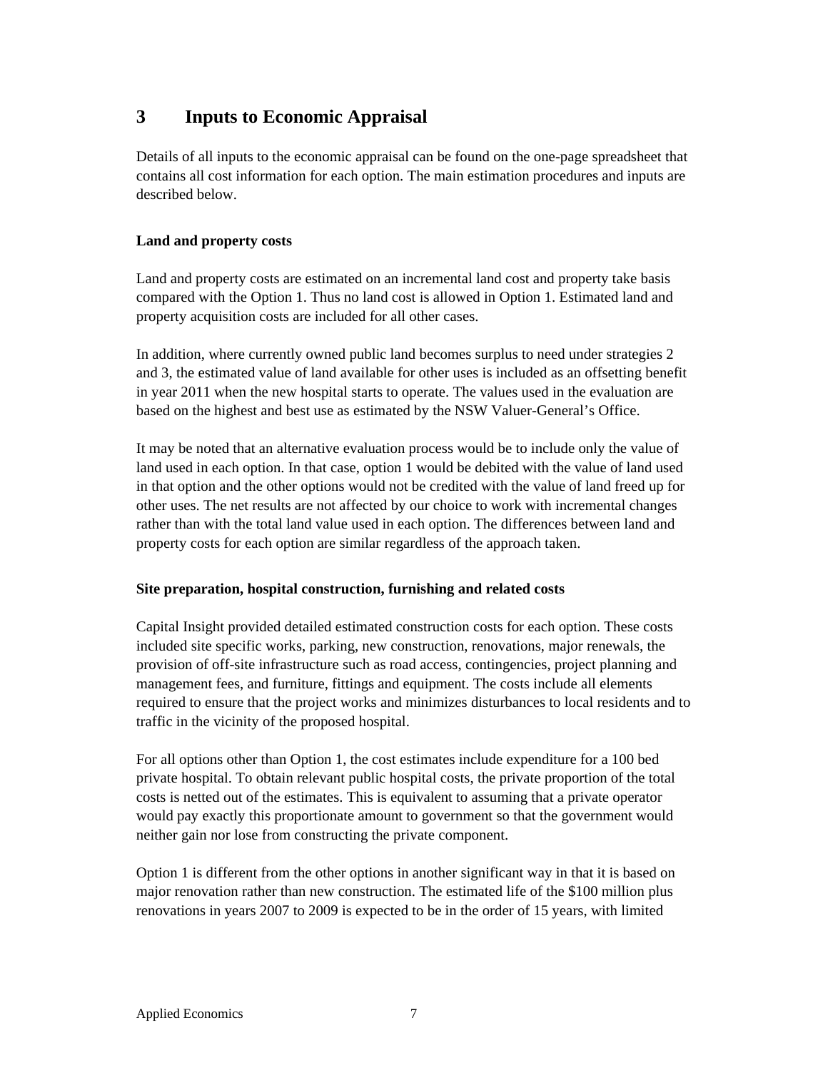# 3 Inputs to Economic Appraisal

Details of all inputs to the economic appraisal can be found on the one-page spreadsheet that contains all cost information for each option. The main estimation procedures and inputs are described below.

### Land and property costs

Land and property costs are estimated on an incremental land cost and property take basis compared with the Option 1. Thus no land cost is allowed in Option 1. Estimated land and property acquisition costs are included for all other cases.

In addition, where currently owned public land becomes surplus to need under strategies 2 and 3, the estimated value of land available for other uses is included as an offsetting benefit in year 2011 when the new hospital starts to operate. The values used in the evaluation are based on the highest and best use as estimated by the NSW Valuer-General's Office.

It may be noted that an alternative evaluation process would be to include only the value of land used in each option. In that case, option 1 would be debited with the value of land used in that option and the other options would not be credited with the value of land freed up for other uses. The net results are not affected by our choice to work with incremental changes rather than with the total land value used in each option. The differences between land and property costs for each option are similar regardless of the approach taken.

### Site preparation, hospital construction, furnishing and related costs

Capital Insight provided detailed estimated construction costs for each option. These costs included site specific works, parking, new construction, renovations, major renewals, the provision of off-site infrastructure such as road access, contingencies, project planning and management fees, and furniture, fittings and equipment. The costs include all elements required to ensure that the project works and minimizes disturbances to local residents and to traffic in the vicinity of the proposed hospital.

For all options other than Option 1, the cost estimates include expenditure for a 100 bed private hospital. To obtain relevant public hospital costs, the private proportion of the total costs is netted out of the estimates. This is equivalent to assuming that a private operator would pay exactly this proportionate amount to government so that the government would neither gain nor lose from constructing the private component.

Option 1 is different from the other options in another significant way in that it is based on major renovation rather than new construction. The estimated life of the $100 million plus renovations in years 2007 to 2009 is expected to be in the order of 15 years, with limited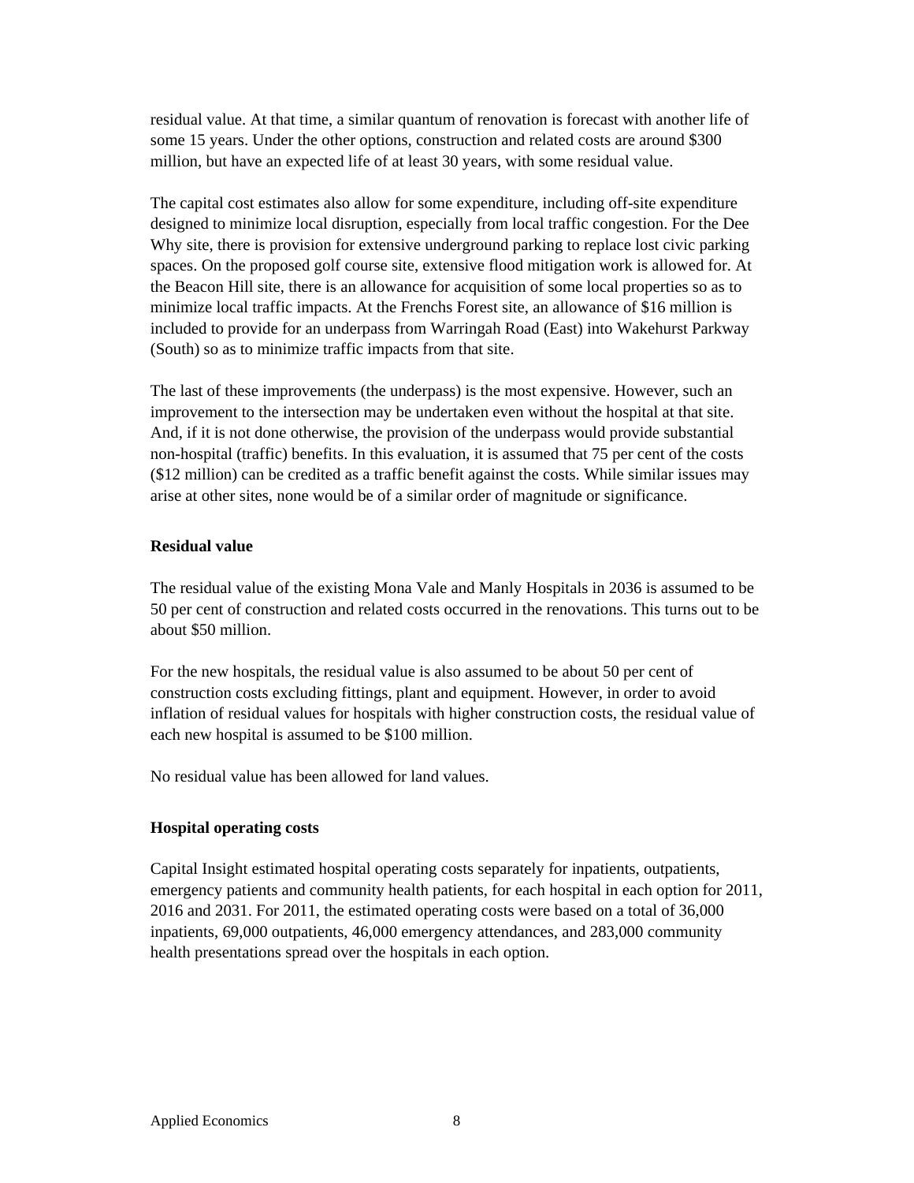residual value. At that time, a similar quantum of renovation is forecast with another life of some 15 years. Under the other options, construction and related costs are around $300 million, but have an expected life of at least 30 years, with some residual value.

The capital cost estimates also allow for some expenditure, including off-site expenditure designed to minimize local disruption, especially from local traffic congestion. For the Dee Why site, there is provision for extensive underground parking to replace lost civic parking spaces. On the proposed golf course site, extensive flood mitigation work is allowed for. At the Beacon Hill site, there is an allowance for acquisition of some local properties so as to minimize local traffic impacts. At the Frenchs Forest site, an allowance of $16 million is included to provide for an underpass from Warringah Road (East) into Wakehurst Parkway (South) so as to minimize traffic impacts from that site.

The last of these improvements (the underpass) is the most expensive. However, such an improvement to the intersection may be undertaken even without the hospital at that site. And, if it is not done otherwise, the provision of the underpass would provide substantial non-hospital (traffic) benefits. In this evaluation, it is assumed that 75 per cent of the costs ($12 million) can be credited as a traffic benefit against the costs. While similar issues may arise at other sites, none would be of a similar order of magnitude or significance.

**Residual value**

The residual value of the existing Mona Vale and Manly Hospitals in 2036 is assumed to be 50 per cent of construction and related costs occurred in the renovations. This turns out to be about $50 million.

For the new hospitals, the residual value is also assumed to be about 50 per cent of construction costs excluding fittings, plant and equipment. However, in order to avoid inflation of residual values for hospitals with higher construction costs, the residual value of each new hospital is assumed to be $100 million.

No residual value has been allowed for land values.

**Hospital operating costs**

Capital Insight estimated hospital operating costs separately for inpatients, outpatients, emergency patients and community health patients, for each hospital in each option for 2011, 2016 and 2031. For 2011, the estimated operating costs were based on a total of 36,000 inpatients, 69,000 outpatients, 46,000 emergency attendances, and 283,000 community health presentations spread over the hospitals in each option.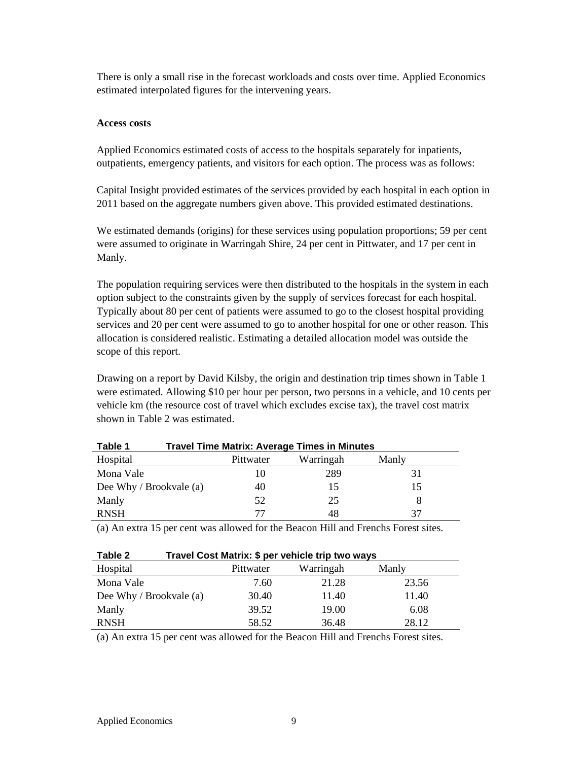There is only a small rise in the forecast workloads and costs over time. Applied Economics estimated interpolated figures for the intervening years.

**Access costs**

Applied Economics estimated costs of access to the hospitals separately for inpatients, outpatients, emergency patients, and visitors for each option. The process was as follows:

Capital Insight provided estimates of the services provided by each hospital in each option in 2011 based on the aggregate numbers given above. This provided estimated destinations.

We estimated demands (origins) for these services using population proportions; 59 per cent were assumed to originate in Warringah Shire, 24 per cent in Pittwater, and 17 per cent in Manly.

The population requiring services were then distributed to the hospitals in the system in each option subject to the constraints given by the supply of services forecast for each hospital. Typically about 80 per cent of patients were assumed to go to the closest hospital providing services and 20 per cent were assumed to go to another hospital for one or other reason. This allocation is considered realistic. Estimating a detailed allocation model was outside the scope of this report.

Drawing on a report by David Kilsby, the origin and destination trip times shown in Table 1 were estimated. Allowing $10 per hour per person, two persons in a vehicle, and 10 cents per vehicle km (the resource cost of travel which excludes excise tax), the travel cost matrix shown in Table 2 was estimated.

**Table 1 Travel Time Matrix: Average Times in Minutes**

| Hospital | Pittwater | Warringah | Manly |
|---|---|---|---|
| Mona Vale | 10 | 289 | 31 |
| Dee Why / Brookvale (a) | 40 | 15 | 15 |
| Manly | 52 | 25 | 8 |
| RNSH | 77 | 48 | 37 |

(a) An extra 15 per cent was allowed for the Beacon Hill and Frenchs Forest sites.

**Table 2 Travel Cost Matrix: $ per vehicle trip two ways**

| Hospital | Pittwater | Warringah | Manly |
|---|---|---|---|
| Mona Vale | 7.60 | 21.28 | 23.56 |
| Dee Why / Brookvale (a) | 30.40 | 11.40 | 11.40 |
| Manly | 39.52 | 19.00 | 6.08 |
| RNSH | 58.52 | 36.48 | 28.12 |

(a) An extra 15 per cent was allowed for the Beacon Hill and Frenchs Forest sites.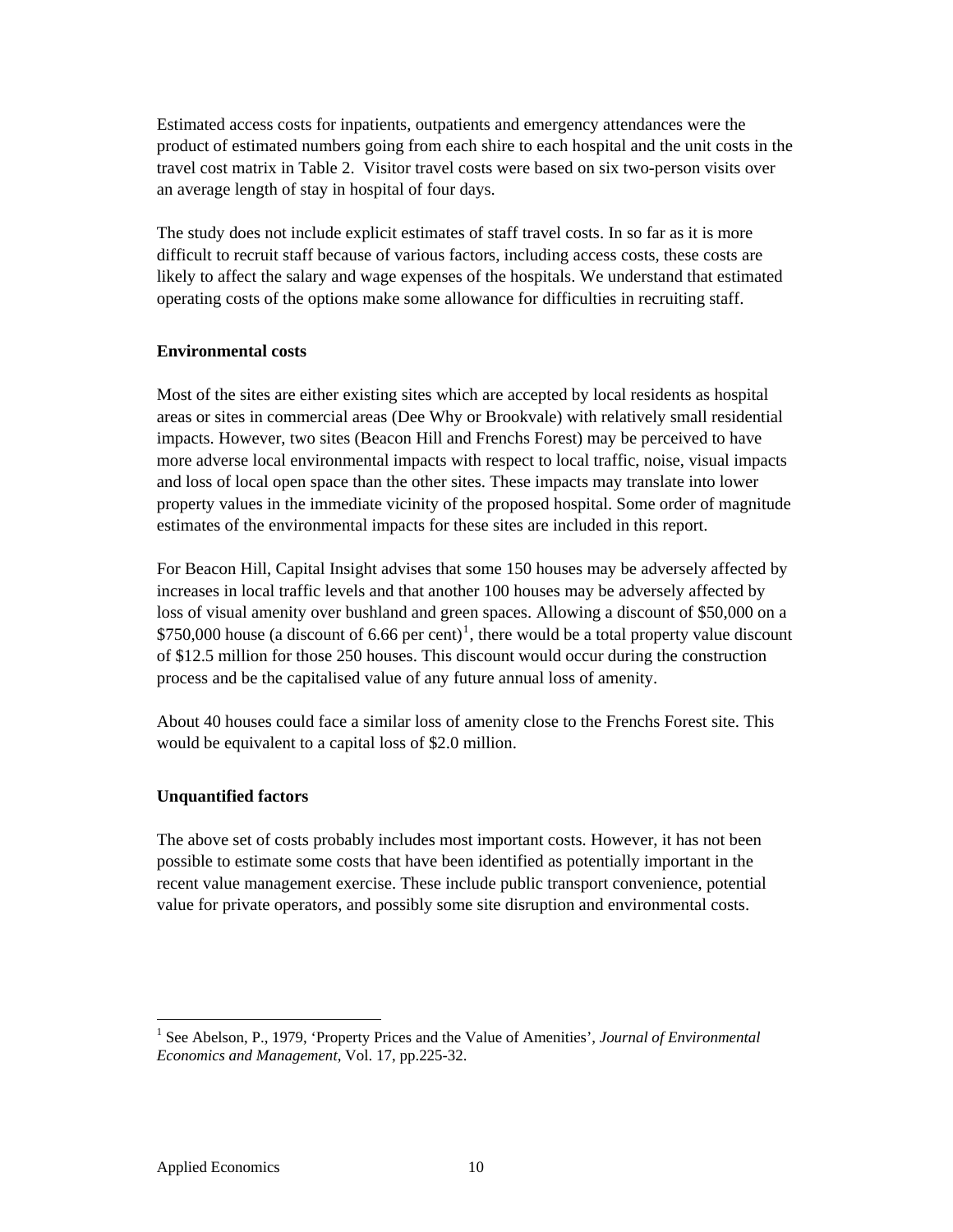Estimated access costs for inpatients, outpatients and emergency attendances were the product of estimated numbers going from each shire to each hospital and the unit costs in the travel cost matrix in Table 2. Visitor travel costs were based on six two-person visits over an average length of stay in hospital of four days.

The study does not include explicit estimates of staff travel costs. In so far as it is more difficult to recruit staff because of various factors, including access costs, these costs are likely to affect the salary and wage expenses of the hospitals. We understand that estimated operating costs of the options make some allowance for difficulties in recruiting staff.

**Environmental costs**

Most of the sites are either existing sites which are accepted by local residents as hospital areas or sites in commercial areas (Dee Why or Brookvale) with relatively small residential impacts. However, two sites (Beacon Hill and Frenchs Forest) may be perceived to have more adverse local environmental impacts with respect to local traffic, noise, visual impacts and loss of local open space than the other sites. These impacts may translate into lower property values in the immediate vicinity of the proposed hospital. Some order of magnitude estimates of the environmental impacts for these sites are included in this report.

For Beacon Hill, Capital Insight advises that some 150 houses may be adversely affected by increases in local traffic levels and that another 100 houses may be adversely affected by loss of visual amenity over bushland and green spaces. Allowing a discount of $50,000 on a $750,000 house (a discount of 6.66 per cent)[1], there would be a total property value discount of $12.5 million for those 250 houses. This discount would occur during the construction process and be the capitalised value of any future annual loss of amenity.

About 40 houses could face a similar loss of amenity close to the Frenchs Forest site. This would be equivalent to a capital loss of $2.0 million.

**Unquantified factors**

The above set of costs probably includes most important costs. However, it has not been possible to estimate some costs that have been identified as potentially important in the recent value management exercise. These include public transport convenience, potential value for private operators, and possibly some site disruption and environmental costs.

---

[1] See Abelson, P., 1979, 'Property Prices and the Value of Amenities', *Journal of Environmental Economics and Management*, Vol. 17, pp.225-32.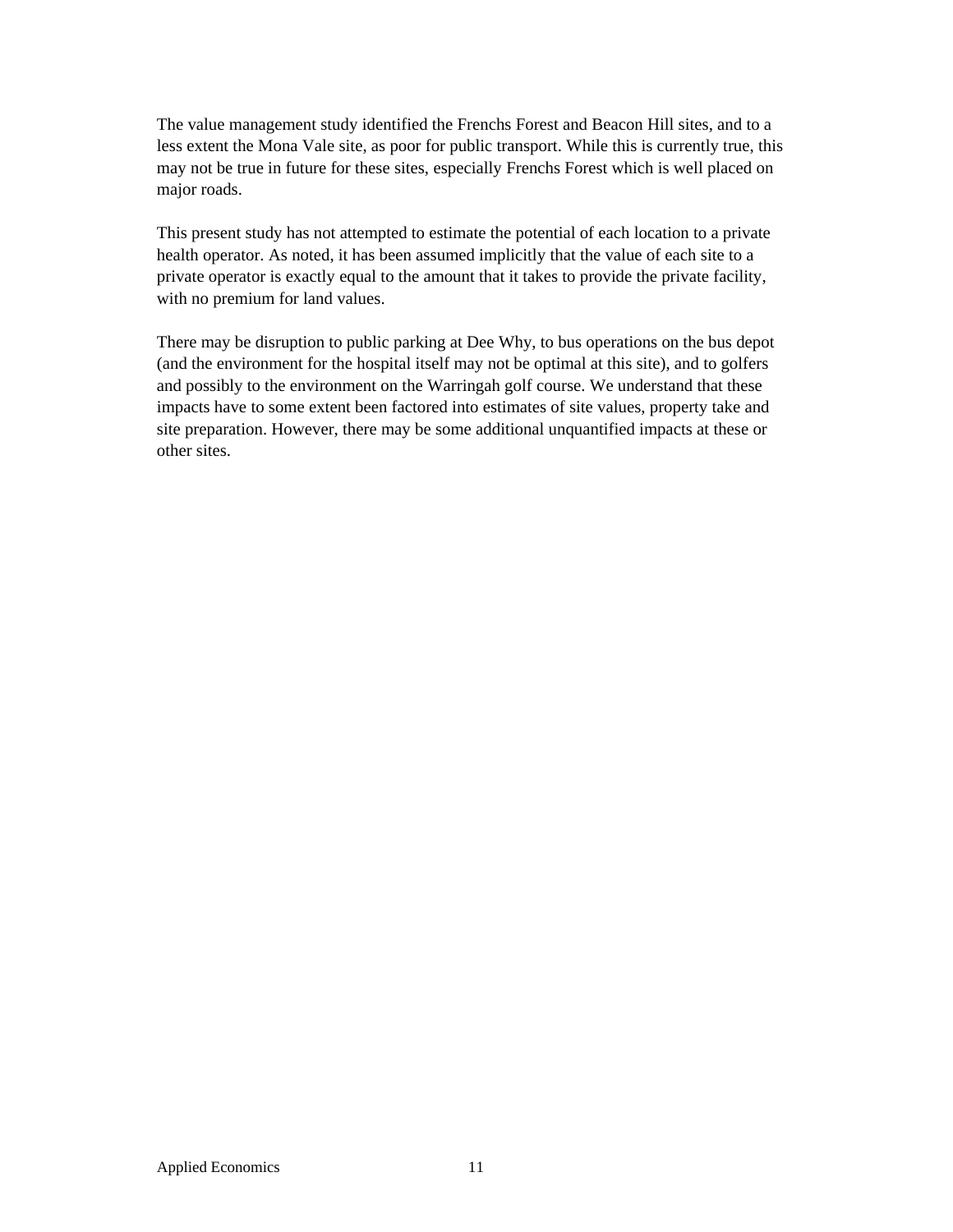The value management study identified the Frenchs Forest and Beacon Hill sites, and to a less extent the Mona Vale site, as poor for public transport. While this is currently true, this may not be true in future for these sites, especially Frenchs Forest which is well placed on major roads.

This present study has not attempted to estimate the potential of each location to a private health operator. As noted, it has been assumed implicitly that the value of each site to a private operator is exactly equal to the amount that it takes to provide the private facility, with no premium for land values.

There may be disruption to public parking at Dee Why, to bus operations on the bus depot (and the environment for the hospital itself may not be optimal at this site), and to golfers and possibly to the environment on the Warringah golf course. We understand that these impacts have to some extent been factored into estimates of site values, property take and site preparation. However, there may be some additional unquantified impacts at these or other sites.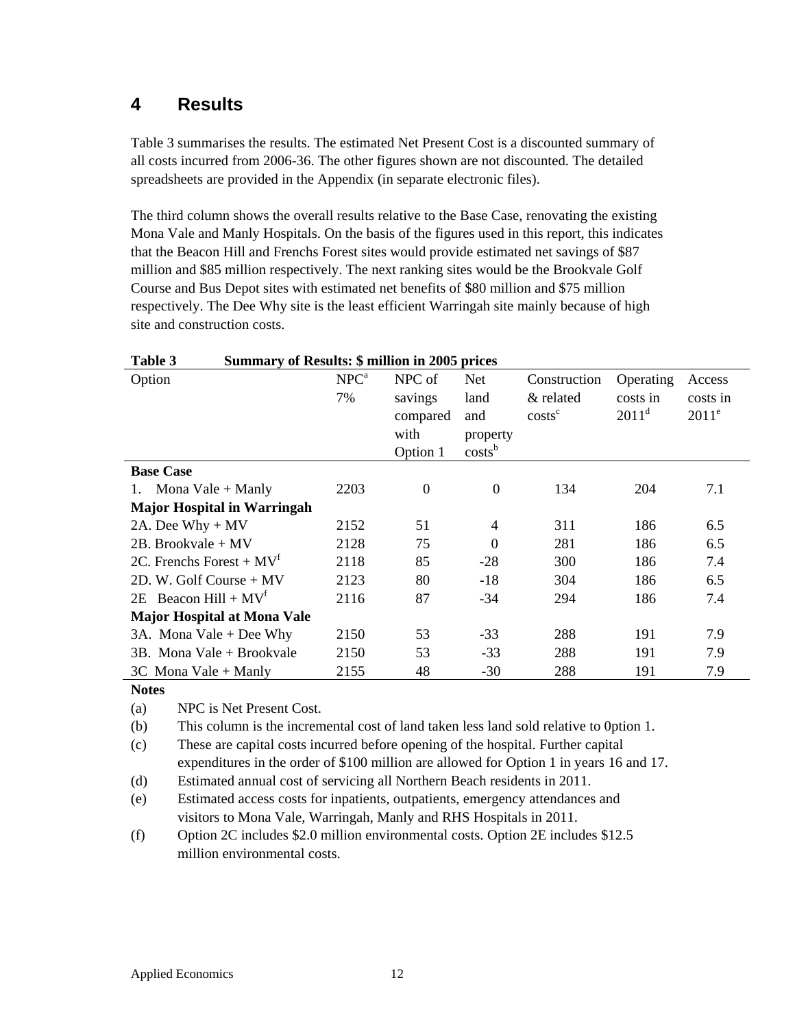## 4 Results

Table 3 summarises the results. The estimated Net Present Cost is a discounted summary of all costs incurred from 2006-36. The other figures shown are not discounted. The detailed spreadsheets are provided in the Appendix (in separate electronic files).

The third column shows the overall results relative to the Base Case, renovating the existing Mona Vale and Manly Hospitals. On the basis of the figures used in this report, this indicates that the Beacon Hill and Frenchs Forest sites would provide estimated net savings of $87 million and $85 million respectively. The next ranking sites would be the Brookvale Golf Course and Bus Depot sites with estimated net benefits of $80 million and $75 million respectively. The Dee Why site is the least efficient Warringah site mainly because of high site and construction costs.

**Table 3 Summary of Results: $ million in 2005 prices**

| Option | NPC[a] 7% | NPC of savings compared with Option 1 | Net land and property costs[b] | Construction & related costs[c] | Operating costs in 2011[d] | Access costs in 2011[e] |
|---|---|---|---|---|---|---|
| **Base Case** | | | | | | |
| 1. Mona Vale + Manly | 2203 | 0 | 0 | 134 | 204 | 7.1 |
| **Major Hospital in Warringah** | | | | | | |
| 2A. Dee Why + MV | 2152 | 51 | 4 | 311 | 186 | 6.5 |
| 2B. Brookvale + MV | 2128 | 75 | 0 | 281 | 186 | 6.5 |
| 2C. Frenchs Forest + MV[f] | 2118 | 85 | -28 | 300 | 186 | 7.4 |
| 2D. W. Golf Course + MV | 2123 | 80 | -18 | 304 | 186 | 6.5 |
| 2E Beacon Hill + MV[f] | 2116 | 87 | -34 | 294 | 186 | 7.4 |
| **Major Hospital at Mona Vale** | | | | | | |
| 3A. Mona Vale + Dee Why | 2150 | 53 | -33 | 288 | 191 | 7.9 |
| 3B. Mona Vale + Brookvale | 2150 | 53 | -33 | 288 | 191 | 7.9 |
| 3C Mona Vale + Manly | 2155 | 48 | -30 | 288 | 191 | 7.9 |

**Notes**

(a) NPC is Net Present Cost.

(b) This column is the incremental cost of land taken less land sold relative to 0ption 1.

(c) These are capital costs incurred before opening of the hospital. Further capital expenditures in the order of $100 million are allowed for Option 1 in years 16 and 17.

(d) Estimated annual cost of servicing all Northern Beach residents in 2011.

(e) Estimated access costs for inpatients, outpatients, emergency attendances and visitors to Mona Vale, Warringah, Manly and RHS Hospitals in 2011.

(f) Option 2C includes $2.0 million environmental costs. Option 2E includes $12.5 million environmental costs.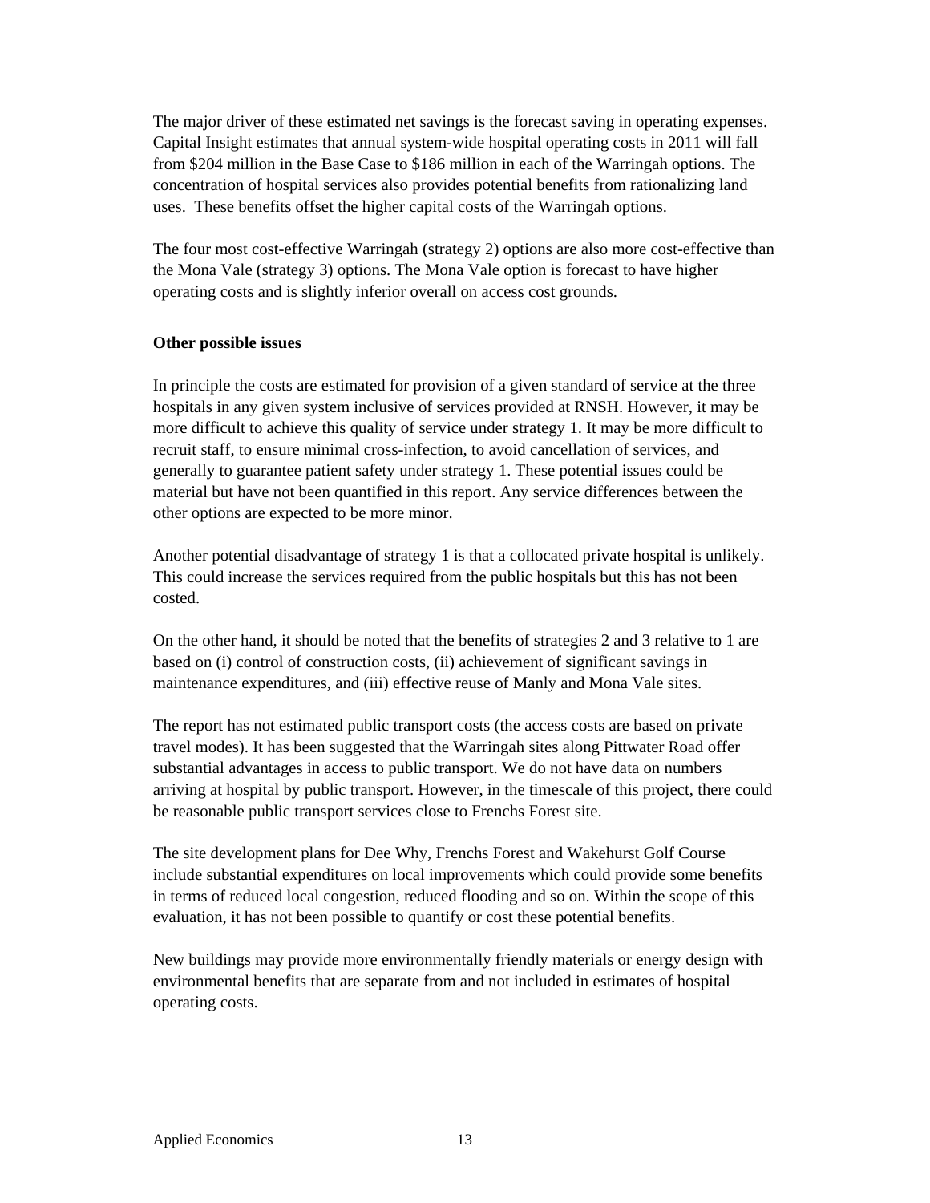The major driver of these estimated net savings is the forecast saving in operating expenses. Capital Insight estimates that annual system-wide hospital operating costs in 2011 will fall from $204 million in the Base Case to $186 million in each of the Warringah options. The concentration of hospital services also provides potential benefits from rationalizing land uses. These benefits offset the higher capital costs of the Warringah options.

The four most cost-effective Warringah (strategy 2) options are also more cost-effective than the Mona Vale (strategy 3) options. The Mona Vale option is forecast to have higher operating costs and is slightly inferior overall on access cost grounds.

**Other possible issues**

In principle the costs are estimated for provision of a given standard of service at the three hospitals in any given system inclusive of services provided at RNSH. However, it may be more difficult to achieve this quality of service under strategy 1. It may be more difficult to recruit staff, to ensure minimal cross-infection, to avoid cancellation of services, and generally to guarantee patient safety under strategy 1. These potential issues could be material but have not been quantified in this report. Any service differences between the other options are expected to be more minor.

Another potential disadvantage of strategy 1 is that a collocated private hospital is unlikely. This could increase the services required from the public hospitals but this has not been costed.

On the other hand, it should be noted that the benefits of strategies 2 and 3 relative to 1 are based on (i) control of construction costs, (ii) achievement of significant savings in maintenance expenditures, and (iii) effective reuse of Manly and Mona Vale sites.

The report has not estimated public transport costs (the access costs are based on private travel modes). It has been suggested that the Warringah sites along Pittwater Road offer substantial advantages in access to public transport. We do not have data on numbers arriving at hospital by public transport. However, in the timescale of this project, there could be reasonable public transport services close to Frenchs Forest site.

The site development plans for Dee Why, Frenchs Forest and Wakehurst Golf Course include substantial expenditures on local improvements which could provide some benefits in terms of reduced local congestion, reduced flooding and so on. Within the scope of this evaluation, it has not been possible to quantify or cost these potential benefits.

New buildings may provide more environmentally friendly materials or energy design with environmental benefits that are separate from and not included in estimates of hospital operating costs.